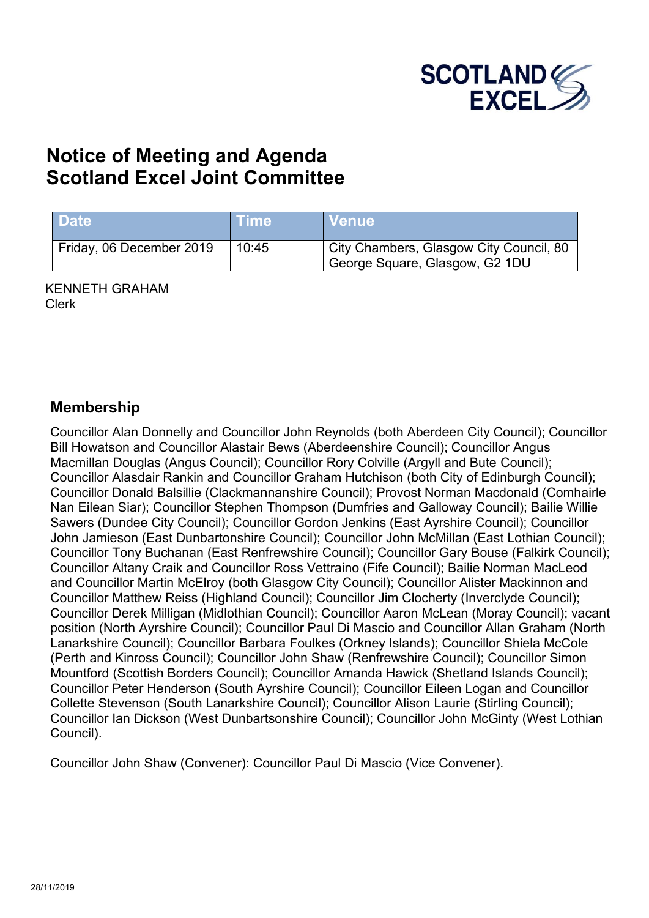SCOTLAND EXCEL

# Notice of Meeting and Agenda
# Scotland Excel Joint Committee

| Date | Time | Venue |
|---|---|---|
| Friday, 06 December 2019 | 10:45 | City Chambers, Glasgow City Council, 80 George Square, Glasgow, G2 1DU |

KENNETH GRAHAM
Clerk

## Membership

Councillor Alan Donnelly and Councillor John Reynolds (both Aberdeen City Council); Councillor Bill Howatson and Councillor Alastair Bews (Aberdeenshire Council); Councillor Angus Macmillan Douglas (Angus Council); Councillor Rory Colville (Argyll and Bute Council); Councillor Alasdair Rankin and Councillor Graham Hutchison (both City of Edinburgh Council); Councillor Donald Balsillie (Clackmannanshire Council); Provost Norman Macdonald (Comhairle Nan Eilean Siar); Councillor Stephen Thompson (Dumfries and Galloway Council); Bailie Willie Sawers (Dundee City Council); Councillor Gordon Jenkins (East Ayrshire Council); Councillor John Jamieson (East Dunbartonshire Council); Councillor John McMillan (East Lothian Council); Councillor Tony Buchanan (East Renfrewshire Council); Councillor Gary Bouse (Falkirk Council); Councillor Altany Craik and Councillor Ross Vettraino (Fife Council); Bailie Norman MacLeod and Councillor Martin McElroy (both Glasgow City Council); Councillor Alister Mackinnon and Councillor Matthew Reiss (Highland Council); Councillor Jim Clocherty (Inverclyde Council); Councillor Derek Milligan (Midlothian Council); Councillor Aaron McLean (Moray Council); vacant position (North Ayrshire Council); Councillor Paul Di Mascio and Councillor Allan Graham (North Lanarkshire Council); Councillor Barbara Foulkes (Orkney Islands); Councillor Shiela McCole (Perth and Kinross Council); Councillor John Shaw (Renfrewshire Council); Councillor Simon Mountford (Scottish Borders Council); Councillor Amanda Hawick (Shetland Islands Council); Councillor Peter Henderson (South Ayrshire Council); Councillor Eileen Logan and Councillor Collette Stevenson (South Lanarkshire Council); Councillor Alison Laurie (Stirling Council); Councillor Ian Dickson (West Dunbartsonshire Council); Councillor John McGinty (West Lothian Council).

Councillor John Shaw (Convener): Councillor Paul Di Mascio (Vice Convener).

28/11/2019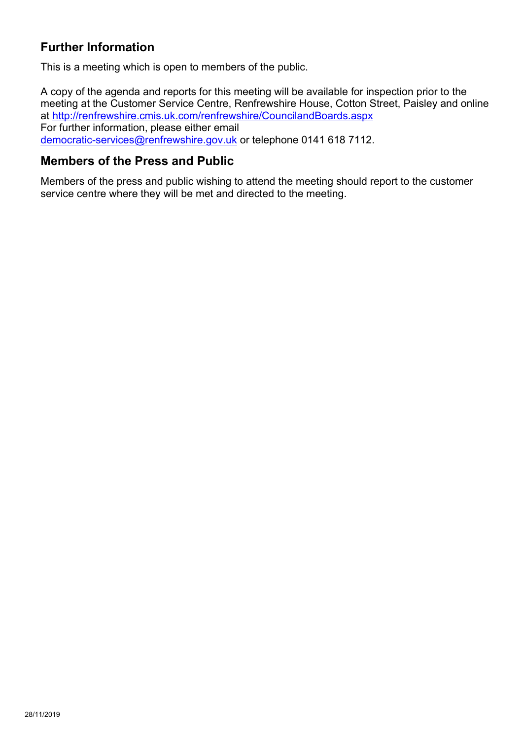## Further Information

This is a meeting which is open to members of the public.

A copy of the agenda and reports for this meeting will be available for inspection prior to the meeting at the Customer Service Centre, Renfrewshire House, Cotton Street, Paisley and online at http://renfrewshire.cmis.uk.com/renfrewshire/CouncilandBoards.aspx
For further information, please either email democratic-services@renfrewshire.gov.uk or telephone 0141 618 7112.

## Members of the Press and Public

Members of the press and public wishing to attend the meeting should report to the customer service centre where they will be met and directed to the meeting.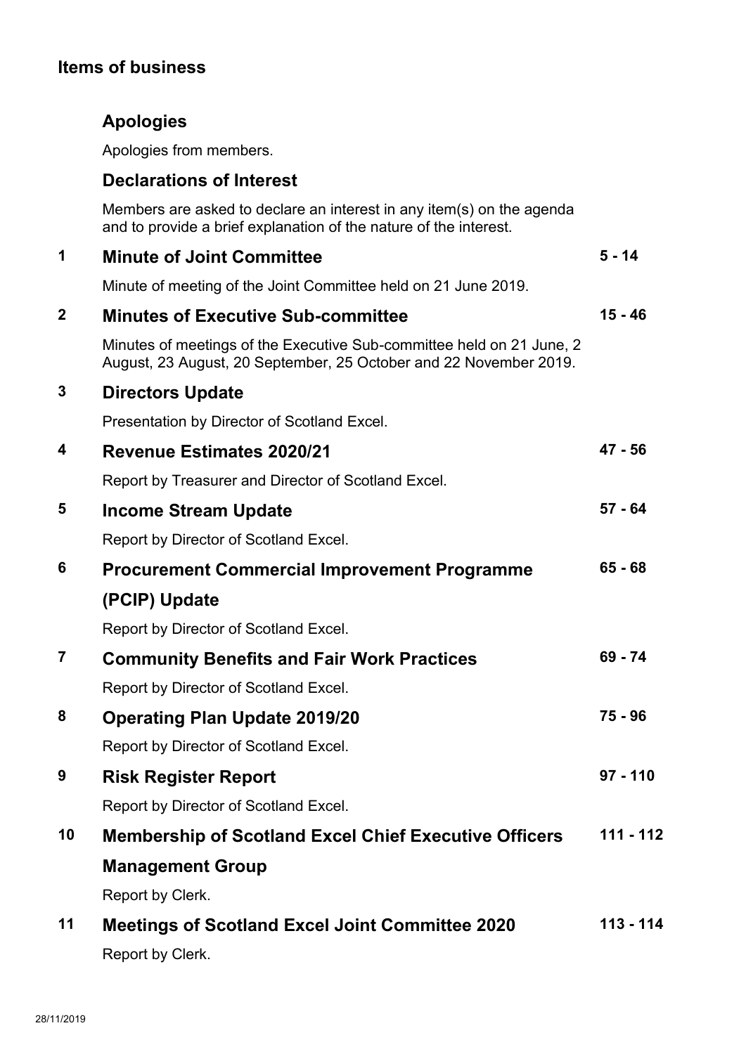## Items of business

### Apologies

Apologies from members.

### Declarations of Interest

Members are asked to declare an interest in any item(s) on the agenda and to provide a brief explanation of the nature of the interest.

| | | |
|---|---|---|
| **1** | **Minute of Joint Committee**<br>Minute of meeting of the Joint Committee held on 21 June 2019. | 5 - 14 |
| **2** | **Minutes of Executive Sub-committee**<br>Minutes of meetings of the Executive Sub-committee held on 21 June, 2 August, 23 August, 20 September, 25 October and 22 November 2019. | 15 - 46 |
| **3** | **Directors Update**<br>Presentation by Director of Scotland Excel. | |
| **4** | **Revenue Estimates 2020/21**<br>Report by Treasurer and Director of Scotland Excel. | 47 - 56 |
| **5** | **Income Stream Update**<br>Report by Director of Scotland Excel. | 57 - 64 |
| **6** | **Procurement Commercial Improvement Programme (PCIP) Update**<br>Report by Director of Scotland Excel. | 65 - 68 |
| **7** | **Community Benefits and Fair Work Practices**<br>Report by Director of Scotland Excel. | 69 - 74 |
| **8** | **Operating Plan Update 2019/20**<br>Report by Director of Scotland Excel. | 75 - 96 |
| **9** | **Risk Register Report**<br>Report by Director of Scotland Excel. | 97 - 110 |
| **10** | **Membership of Scotland Excel Chief Executive Officers Management Group**<br>Report by Clerk. | 111 - 112 |
| **11** | **Meetings of Scotland Excel Joint Committee 2020**<br>Report by Clerk. | 113 - 114 |

28/11/2019